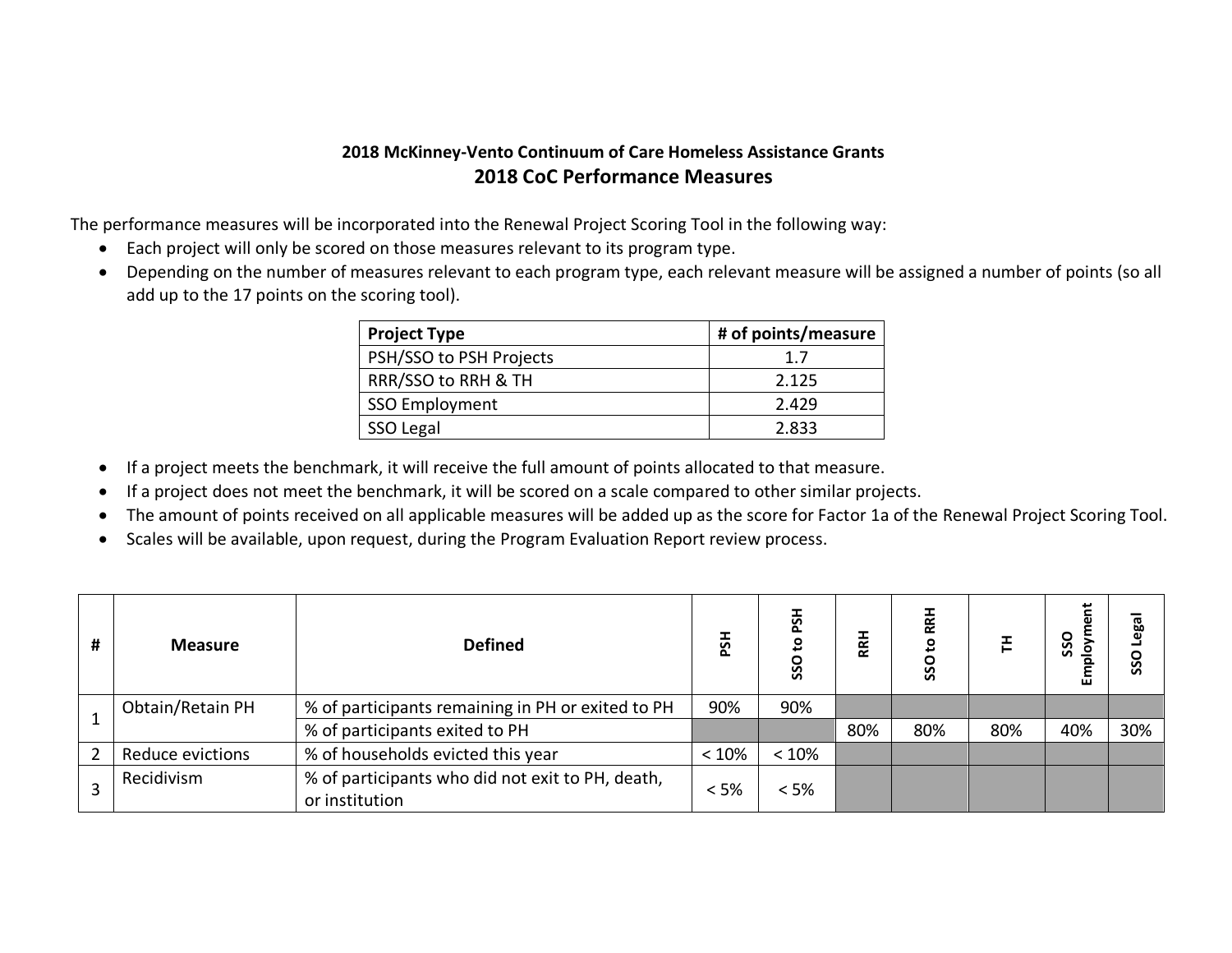**2018 McKinney-Vento Continuum of Care Homeless Assistance Grants**

## 2018 CoC Performance Measures

The performance measures will be incorporated into the Renewal Project Scoring Tool in the following way:

- Each project will only be scored on those measures relevant to its program type.
- Depending on the number of measures relevant to each program type, each relevant measure will be assigned a number of points (so all add up to the 17 points on the scoring tool).

| Project Type | # of points/measure |
|---|---|
| PSH/SSO to PSH Projects | 1.7 |
| RRR/SSO to RRH & TH | 2.125 |
| SSO Employment | 2.429 |
| SSO Legal | 2.833 |

- If a project meets the benchmark, it will receive the full amount of points allocated to that measure.
- If a project does not meet the benchmark, it will be scored on a scale compared to other similar projects.
- The amount of points received on all applicable measures will be added up as the score for Factor 1a of the Renewal Project Scoring Tool.
- Scales will be available, upon request, during the Program Evaluation Report review process.

| # | Measure | Defined | PSH | SSO to PSH | RRH | SSO to RRH | TH | SSO Employment | SSO Legal |
|---|---|---|---|---|---|---|---|---|---|
| 1 | Obtain/Retain PH | % of participants remaining in PH or exited to PH | 90% | 90% | | | | | |
| | | % of participants exited to PH | | | 80% | 80% | 80% | 40% | 30% |
| 2 | Reduce evictions | % of households evicted this year | < 10% | < 10% | | | | | |
| 3 | Recidivism | % of participants who did not exit to PH, death, or institution | < 5% | < 5% | | | | | |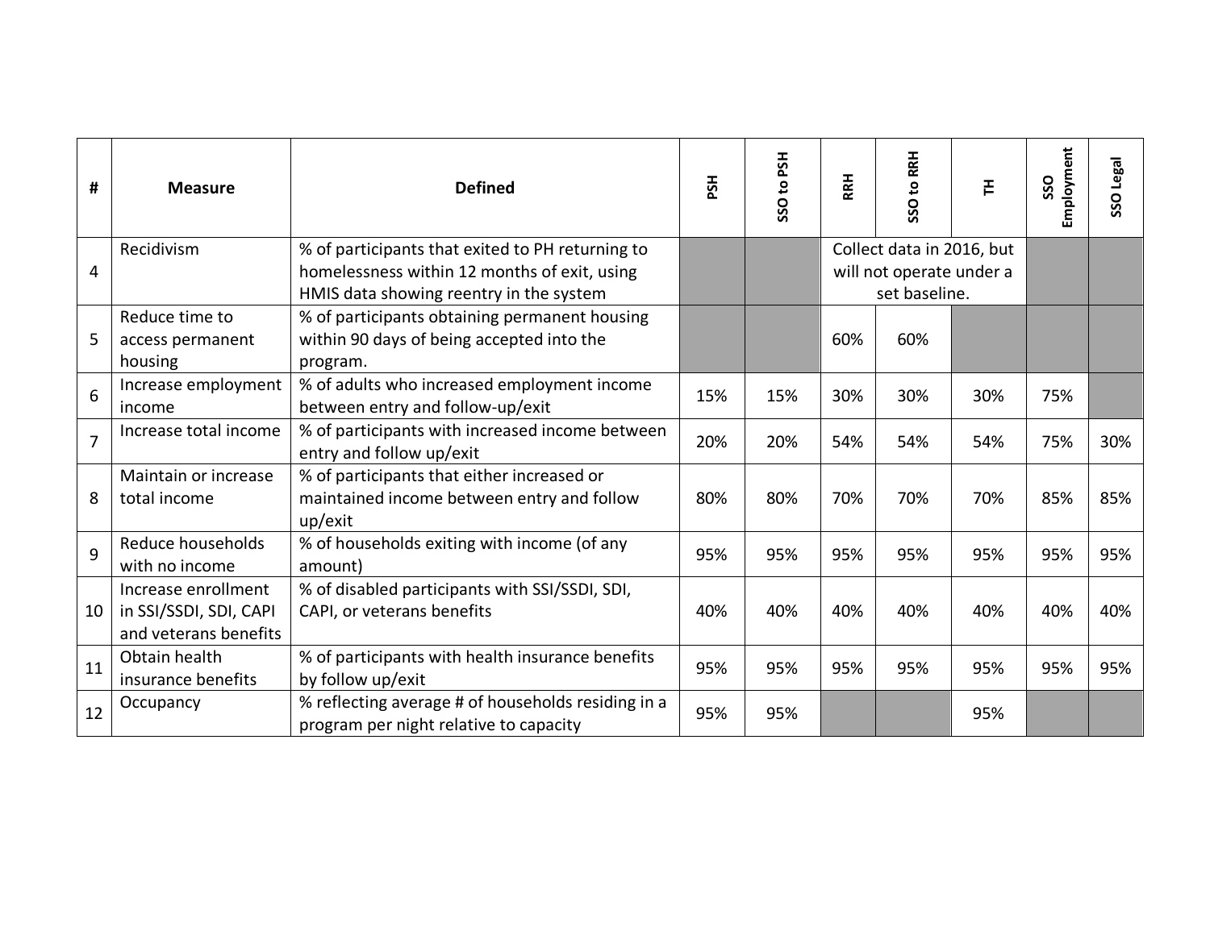| # | Measure | Defined | PSH | SSO to PSH | RRH | SSO to RRH | TH | SSO Employment | SSO Legal |
|---|---|---|---|---|---|---|---|---|---|
| 4 | Recidivism | % of participants that exited to PH returning to homelessness within 12 months of exit, using HMIS data showing reentry in the system | | | Collect data in 2016, but will not operate under a set baseline. | | | | |
| 5 | Reduce time to access permanent housing | % of participants obtaining permanent housing within 90 days of being accepted into the program. | | | 60% | 60% | | | |
| 6 | Increase employment income | % of adults who increased employment income between entry and follow-up/exit | 15% | 15% | 30% | 30% | 30% | 75% | |
| 7 | Increase total income | % of participants with increased income between entry and follow up/exit | 20% | 20% | 54% | 54% | 54% | 75% | 30% |
| 8 | Maintain or increase total income | % of participants that either increased or maintained income between entry and follow up/exit | 80% | 80% | 70% | 70% | 70% | 85% | 85% |
| 9 | Reduce households with no income | % of households exiting with income (of any amount) | 95% | 95% | 95% | 95% | 95% | 95% | 95% |
| 10 | Increase enrollment in SSI/SSDI, SDI, CAPI and veterans benefits | % of disabled participants with SSI/SSDI, SDI, CAPI, or veterans benefits | 40% | 40% | 40% | 40% | 40% | 40% | 40% |
| 11 | Obtain health insurance benefits | % of participants with health insurance benefits by follow up/exit | 95% | 95% | 95% | 95% | 95% | 95% | 95% |
| 12 | Occupancy | % reflecting average # of households residing in a program per night relative to capacity | 95% | 95% | | | 95% | | |